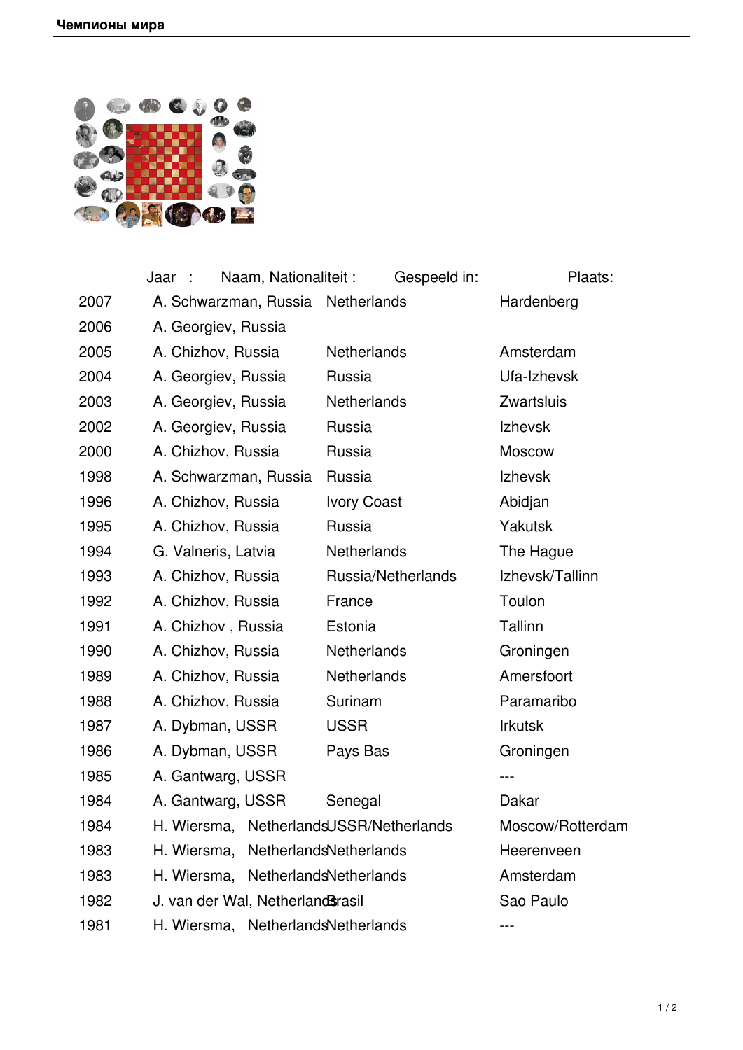| Jaar : | Naam, Nationaliteit : | Gespeeld in: | Plaats: |
| --- | --- | --- | --- |
| 2007 | A. Schwarzman, Russia | Netherlands | Hardenberg |
| 2006 | A. Georgiev, Russia | | |
| 2005 | A. Chizhov, Russia | Netherlands | Amsterdam |
| 2004 | A. Georgiev, Russia | Russia | Ufa-Izhevsk |
| 2003 | A. Georgiev, Russia | Netherlands | Zwartsluis |
| 2002 | A. Georgiev, Russia | Russia | Izhevsk |
| 2000 | A. Chizhov, Russia | Russia | Moscow |
| 1998 | A. Schwarzman, Russia | Russia | Izhevsk |
| 1996 | A. Chizhov, Russia | Ivory Coast | Abidjan |
| 1995 | A. Chizhov, Russia | Russia | Yakutsk |
| 1994 | G. Valneris, Latvia | Netherlands | The Hague |
| 1993 | A. Chizhov, Russia | Russia/Netherlands | Izhevsk/Tallinn |
| 1992 | A. Chizhov, Russia | France | Toulon |
| 1991 | A. Chizhov , Russia | Estonia | Tallinn |
| 1990 | A. Chizhov, Russia | Netherlands | Groningen |
| 1989 | A. Chizhov, Russia | Netherlands | Amersfoort |
| 1988 | A. Chizhov, Russia | Surinam | Paramaribo |
| 1987 | A. Dybman, USSR | USSR | Irkutsk |
| 1986 | A. Dybman, USSR | Pays Bas | Groningen |
| 1985 | A. Gantwarg, USSR | | --- |
| 1984 | A. Gantwarg, USSR | Senegal | Dakar |
| 1984 | H. Wiersma, Netherlands | USSR/Netherlands | Moscow/Rotterdam |
| 1983 | H. Wiersma, Netherlands | Netherlands | Heerenveen |
| 1983 | H. Wiersma, Netherlands | Netherlands | Amsterdam |
| 1982 | J. van der Wal, Netherlands | Brasil | Sao Paulo |
| 1981 | H. Wiersma, Netherlands | Netherlands | --- |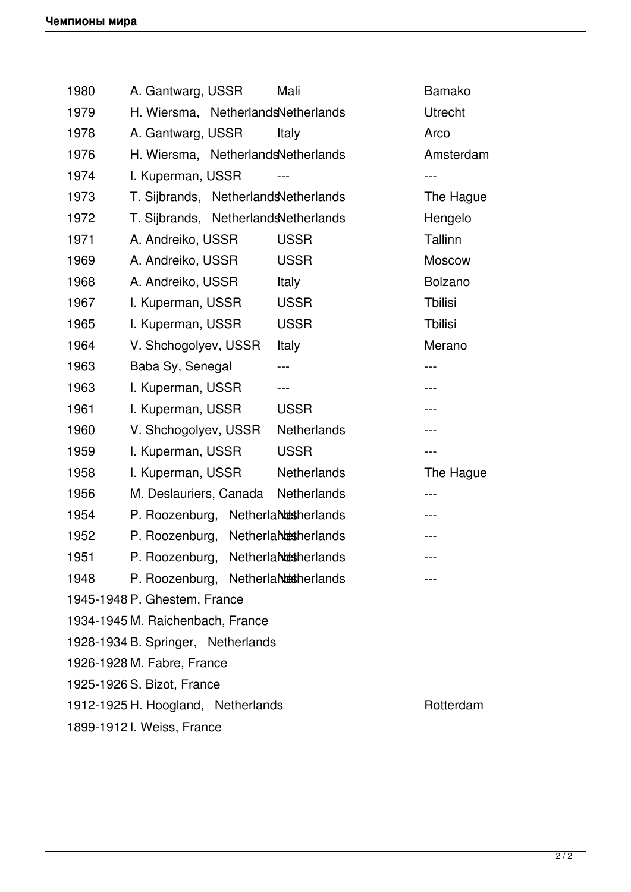| | | | |
|---|---|---|---|
| 1980 | A. Gantwarg, USSR | Mali | Bamako |
| 1979 | H. Wiersma, Netherlands | Netherlands | Utrecht |
| 1978 | A. Gantwarg, USSR | Italy | Arco |
| 1976 | H. Wiersma, Netherlands | Netherlands | Amsterdam |
| 1974 | I. Kuperman, USSR | --- | --- |
| 1973 | T. Sijbrands, Netherlands | Netherlands | The Hague |
| 1972 | T. Sijbrands, Netherlands | Netherlands | Hengelo |
| 1971 | A. Andreiko, USSR | USSR | Tallinn |
| 1969 | A. Andreiko, USSR | USSR | Moscow |
| 1968 | A. Andreiko, USSR | Italy | Bolzano |
| 1967 | I. Kuperman, USSR | USSR | Tbilisi |
| 1965 | I. Kuperman, USSR | USSR | Tbilisi |
| 1964 | V. Shchogolyev, USSR | Italy | Merano |
| 1963 | Baba Sy, Senegal | --- | --- |
| 1963 | I. Kuperman, USSR | --- | --- |
| 1961 | I. Kuperman, USSR | USSR | --- |
| 1960 | V. Shchogolyev, USSR | Netherlands | --- |
| 1959 | I. Kuperman, USSR | USSR | --- |
| 1958 | I. Kuperman, USSR | Netherlands | The Hague |
| 1956 | M. Deslauriers, Canada | Netherlands | --- |
| 1954 | P. Roozenburg, Netherlands | Netherlands | --- |
| 1952 | P. Roozenburg, Netherlands | Netherlands | --- |
| 1951 | P. Roozenburg, Netherlands | Netherlands | --- |
| 1948 | P. Roozenburg, Netherlands | Netherlands | --- |
| 1945-1948 | P. Ghestem, France | | |
| 1934-1945 | M. Raichenbach, France | | |
| 1928-1934 | B. Springer, Netherlands | | |
| 1926-1928 | M. Fabre, France | | |
| 1925-1926 | S. Bizot, France | | |
| 1912-1925 | H. Hoogland, Netherlands | | Rotterdam |
| 1899-1912 | I. Weiss, France | | |